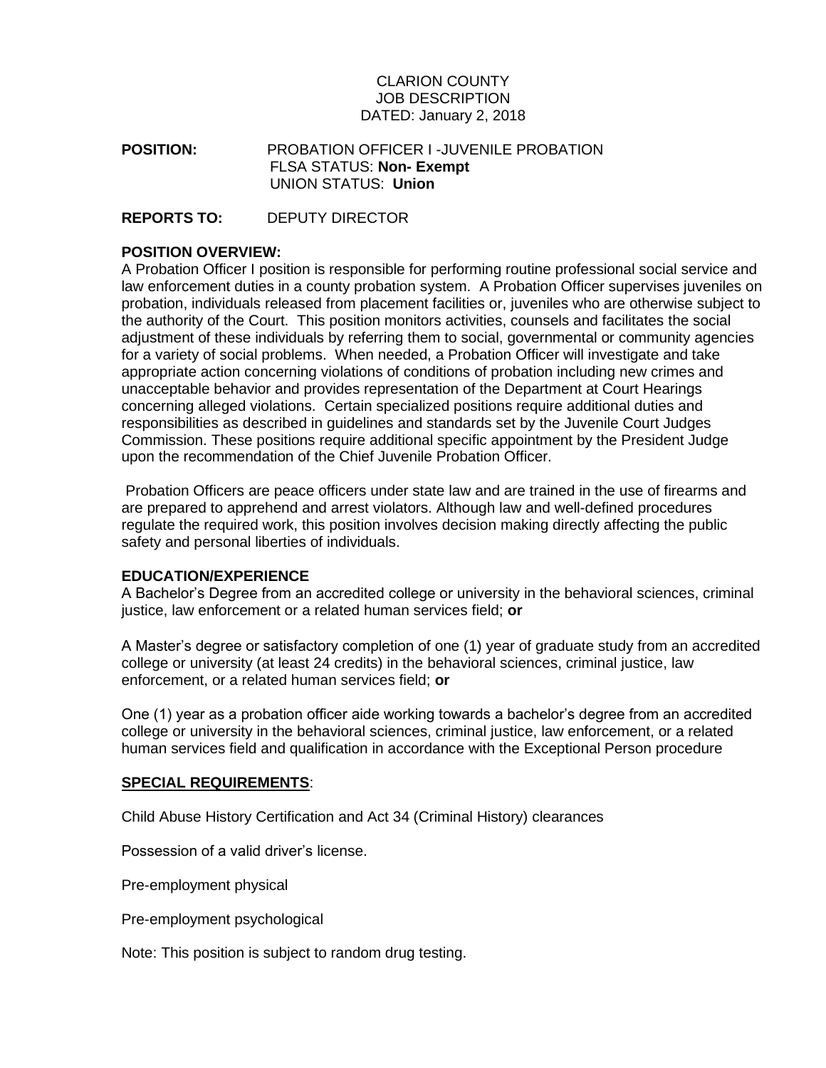CLARION COUNTY
JOB DESCRIPTION
DATED: January 2, 2018

**POSITION:** PROBATION OFFICER I -JUVENILE PROBATION
FLSA STATUS: **Non- Exempt**
UNION STATUS: **Union**

**REPORTS TO:** DEPUTY DIRECTOR

**POSITION OVERVIEW:**

A Probation Officer I position is responsible for performing routine professional social service and law enforcement duties in a county probation system. A Probation Officer supervises juveniles on probation, individuals released from placement facilities or, juveniles who are otherwise subject to the authority of the Court. This position monitors activities, counsels and facilitates the social adjustment of these individuals by referring them to social, governmental or community agencies for a variety of social problems. When needed, a Probation Officer will investigate and take appropriate action concerning violations of conditions of probation including new crimes and unacceptable behavior and provides representation of the Department at Court Hearings concerning alleged violations. Certain specialized positions require additional duties and responsibilities as described in guidelines and standards set by the Juvenile Court Judges Commission. These positions require additional specific appointment by the President Judge upon the recommendation of the Chief Juvenile Probation Officer.

Probation Officers are peace officers under state law and are trained in the use of firearms and are prepared to apprehend and arrest violators. Although law and well-defined procedures regulate the required work, this position involves decision making directly affecting the public safety and personal liberties of individuals.

**EDUCATION/EXPERIENCE**

A Bachelor's Degree from an accredited college or university in the behavioral sciences, criminal justice, law enforcement or a related human services field; **or**

A Master's degree or satisfactory completion of one (1) year of graduate study from an accredited college or university (at least 24 credits) in the behavioral sciences, criminal justice, law enforcement, or a related human services field; **or**

One (1) year as a probation officer aide working towards a bachelor's degree from an accredited college or university in the behavioral sciences, criminal justice, law enforcement, or a related human services field and qualification in accordance with the Exceptional Person procedure

**SPECIAL REQUIREMENTS**:

Child Abuse History Certification and Act 34 (Criminal History) clearances

Possession of a valid driver's license.

Pre-employment physical

Pre-employment psychological

Note: This position is subject to random drug testing.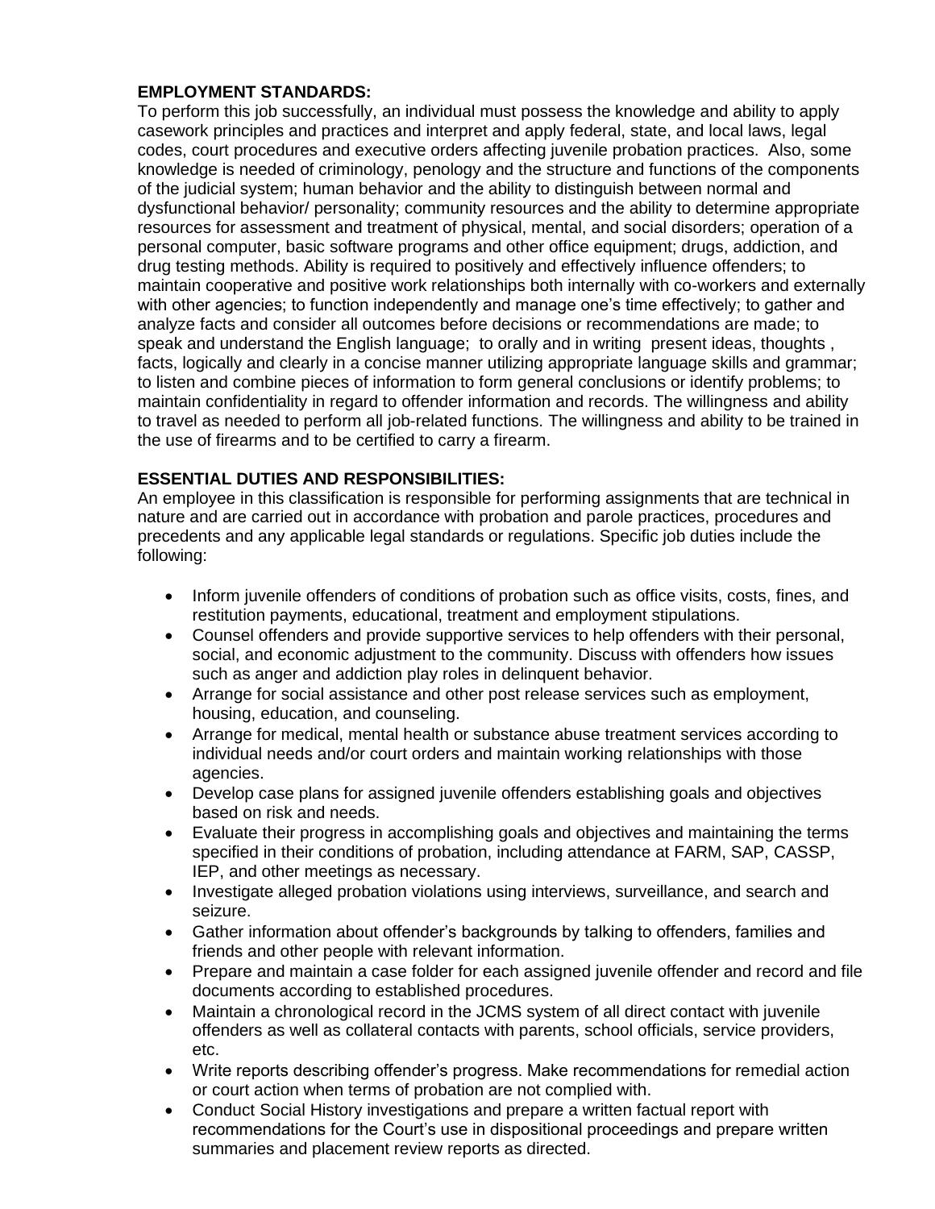**EMPLOYMENT STANDARDS:**

To perform this job successfully, an individual must possess the knowledge and ability to apply casework principles and practices and interpret and apply federal, state, and local laws, legal codes, court procedures and executive orders affecting juvenile probation practices. Also, some knowledge is needed of criminology, penology and the structure and functions of the components of the judicial system; human behavior and the ability to distinguish between normal and dysfunctional behavior/ personality; community resources and the ability to determine appropriate resources for assessment and treatment of physical, mental, and social disorders; operation of a personal computer, basic software programs and other office equipment; drugs, addiction, and drug testing methods. Ability is required to positively and effectively influence offenders; to maintain cooperative and positive work relationships both internally with co-workers and externally with other agencies; to function independently and manage one's time effectively; to gather and analyze facts and consider all outcomes before decisions or recommendations are made; to speak and understand the English language; to orally and in writing present ideas, thoughts , facts, logically and clearly in a concise manner utilizing appropriate language skills and grammar; to listen and combine pieces of information to form general conclusions or identify problems; to maintain confidentiality in regard to offender information and records. The willingness and ability to travel as needed to perform all job-related functions. The willingness and ability to be trained in the use of firearms and to be certified to carry a firearm.

**ESSENTIAL DUTIES AND RESPONSIBILITIES:**

An employee in this classification is responsible for performing assignments that are technical in nature and are carried out in accordance with probation and parole practices, procedures and precedents and any applicable legal standards or regulations. Specific job duties include the following:

- Inform juvenile offenders of conditions of probation such as office visits, costs, fines, and restitution payments, educational, treatment and employment stipulations.
- Counsel offenders and provide supportive services to help offenders with their personal, social, and economic adjustment to the community. Discuss with offenders how issues such as anger and addiction play roles in delinquent behavior.
- Arrange for social assistance and other post release services such as employment, housing, education, and counseling.
- Arrange for medical, mental health or substance abuse treatment services according to individual needs and/or court orders and maintain working relationships with those agencies.
- Develop case plans for assigned juvenile offenders establishing goals and objectives based on risk and needs.
- Evaluate their progress in accomplishing goals and objectives and maintaining the terms specified in their conditions of probation, including attendance at FARM, SAP, CASSP, IEP, and other meetings as necessary.
- Investigate alleged probation violations using interviews, surveillance, and search and seizure.
- Gather information about offender's backgrounds by talking to offenders, families and friends and other people with relevant information.
- Prepare and maintain a case folder for each assigned juvenile offender and record and file documents according to established procedures.
- Maintain a chronological record in the JCMS system of all direct contact with juvenile offenders as well as collateral contacts with parents, school officials, service providers, etc.
- Write reports describing offender's progress. Make recommendations for remedial action or court action when terms of probation are not complied with.
- Conduct Social History investigations and prepare a written factual report with recommendations for the Court's use in dispositional proceedings and prepare written summaries and placement review reports as directed.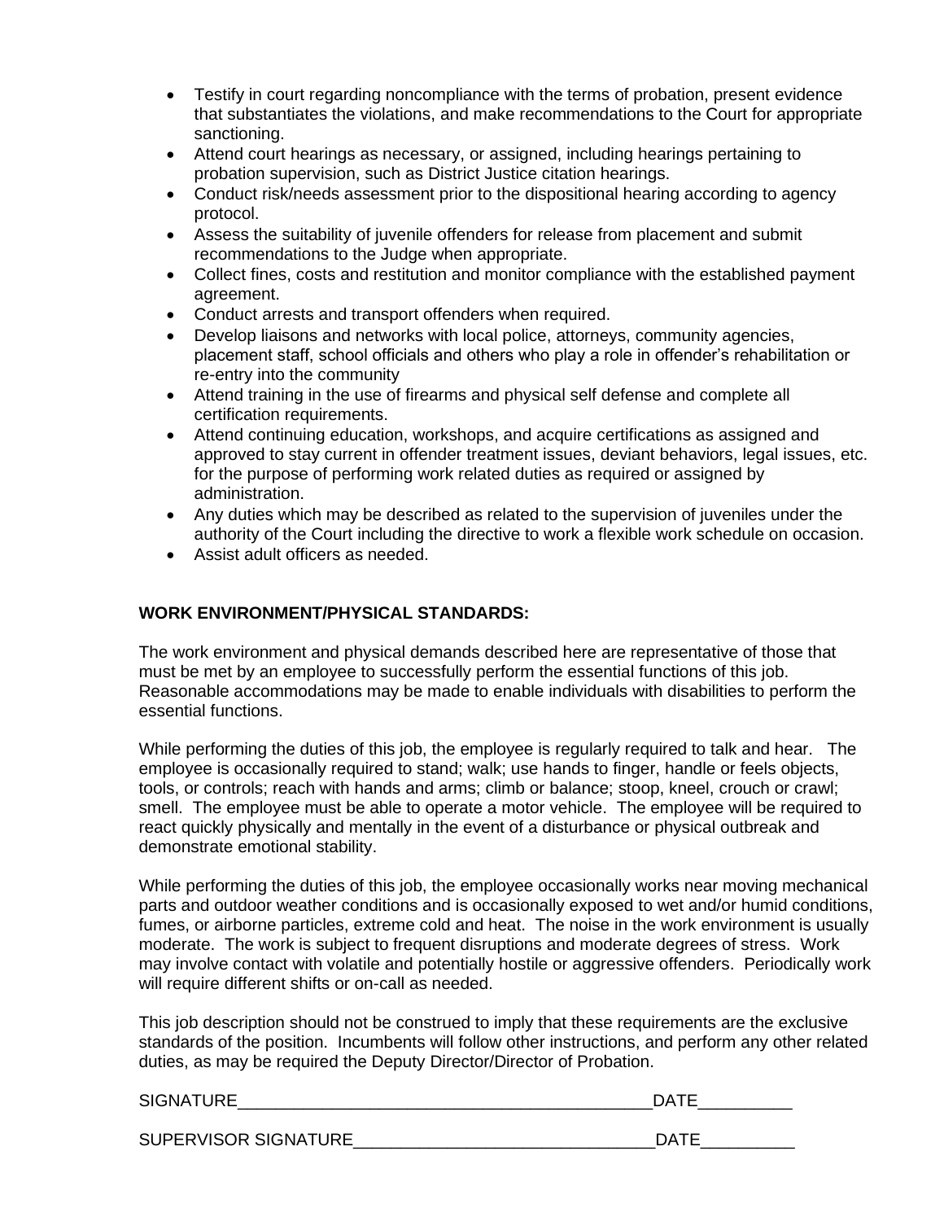- Testify in court regarding noncompliance with the terms of probation, present evidence that substantiates the violations, and make recommendations to the Court for appropriate sanctioning.
- Attend court hearings as necessary, or assigned, including hearings pertaining to probation supervision, such as District Justice citation hearings.
- Conduct risk/needs assessment prior to the dispositional hearing according to agency protocol.
- Assess the suitability of juvenile offenders for release from placement and submit recommendations to the Judge when appropriate.
- Collect fines, costs and restitution and monitor compliance with the established payment agreement.
- Conduct arrests and transport offenders when required.
- Develop liaisons and networks with local police, attorneys, community agencies, placement staff, school officials and others who play a role in offender's rehabilitation or re-entry into the community
- Attend training in the use of firearms and physical self defense and complete all certification requirements.
- Attend continuing education, workshops, and acquire certifications as assigned and approved to stay current in offender treatment issues, deviant behaviors, legal issues, etc. for the purpose of performing work related duties as required or assigned by administration.
- Any duties which may be described as related to the supervision of juveniles under the authority of the Court including the directive to work a flexible work schedule on occasion.
- Assist adult officers as needed.

**WORK ENVIRONMENT/PHYSICAL STANDARDS:**

The work environment and physical demands described here are representative of those that must be met by an employee to successfully perform the essential functions of this job. Reasonable accommodations may be made to enable individuals with disabilities to perform the essential functions.

While performing the duties of this job, the employee is regularly required to talk and hear. The employee is occasionally required to stand; walk; use hands to finger, handle or feels objects, tools, or controls; reach with hands and arms; climb or balance; stoop, kneel, crouch or crawl; smell. The employee must be able to operate a motor vehicle. The employee will be required to react quickly physically and mentally in the event of a disturbance or physical outbreak and demonstrate emotional stability.

While performing the duties of this job, the employee occasionally works near moving mechanical parts and outdoor weather conditions and is occasionally exposed to wet and/or humid conditions, fumes, or airborne particles, extreme cold and heat. The noise in the work environment is usually moderate. The work is subject to frequent disruptions and moderate degrees of stress. Work may involve contact with volatile and potentially hostile or aggressive offenders. Periodically work will require different shifts or on-call as needed.

This job description should not be construed to imply that these requirements are the exclusive standards of the position. Incumbents will follow other instructions, and perform any other related duties, as may be required the Deputy Director/Director of Probation.

SIGNATURE_____________________________________________DATE__________

SUPERVISOR SIGNATURE________________________________DATE__________